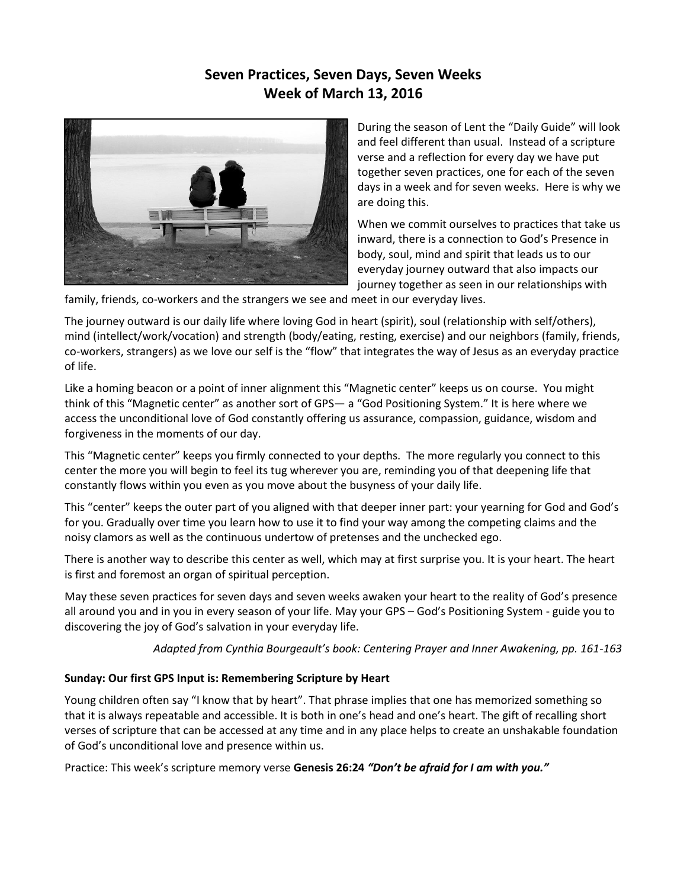# Seven Practices, Seven Days, Seven Weeks
## Week of March 13, 2016

During the season of Lent the "Daily Guide" will look and feel different than usual. Instead of a scripture verse and a reflection for every day we have put together seven practices, one for each of the seven days in a week and for seven weeks. Here is why we are doing this.

When we commit ourselves to practices that take us inward, there is a connection to God's Presence in body, soul, mind and spirit that leads us to our everyday journey outward that also impacts our journey together as seen in our relationships with family, friends, co-workers and the strangers we see and meet in our everyday lives.

The journey outward is our daily life where loving God in heart (spirit), soul (relationship with self/others), mind (intellect/work/vocation) and strength (body/eating, resting, exercise) and our neighbors (family, friends, co-workers, strangers) as we love our self is the "flow" that integrates the way of Jesus as an everyday practice of life.

Like a homing beacon or a point of inner alignment this "Magnetic center" keeps us on course. You might think of this "Magnetic center" as another sort of GPS— a "God Positioning System." It is here where we access the unconditional love of God constantly offering us assurance, compassion, guidance, wisdom and forgiveness in the moments of our day.

This "Magnetic center" keeps you firmly connected to your depths. The more regularly you connect to this center the more you will begin to feel its tug wherever you are, reminding you of that deepening life that constantly flows within you even as you move about the busyness of your daily life.

This "center" keeps the outer part of you aligned with that deeper inner part: your yearning for God and God's for you. Gradually over time you learn how to use it to find your way among the competing claims and the noisy clamors as well as the continuous undertow of pretenses and the unchecked ego.

There is another way to describe this center as well, which may at first surprise you. It is your heart. The heart is first and foremost an organ of spiritual perception.

May these seven practices for seven days and seven weeks awaken your heart to the reality of God's presence all around you and in you in every season of your life. May your GPS – God's Positioning System - guide you to discovering the joy of God's salvation in your everyday life.

*Adapted from Cynthia Bourgeault's book: Centering Prayer and Inner Awakening, pp. 161-163*

**Sunday: Our first GPS Input is: Remembering Scripture by Heart**

Young children often say "I know that by heart". That phrase implies that one has memorized something so that it is always repeatable and accessible. It is both in one's head and one's heart. The gift of recalling short verses of scripture that can be accessed at any time and in any place helps to create an unshakable foundation of God's unconditional love and presence within us.

Practice: This week's scripture memory verse **Genesis 26:24** ***"Don't be afraid for I am with you."***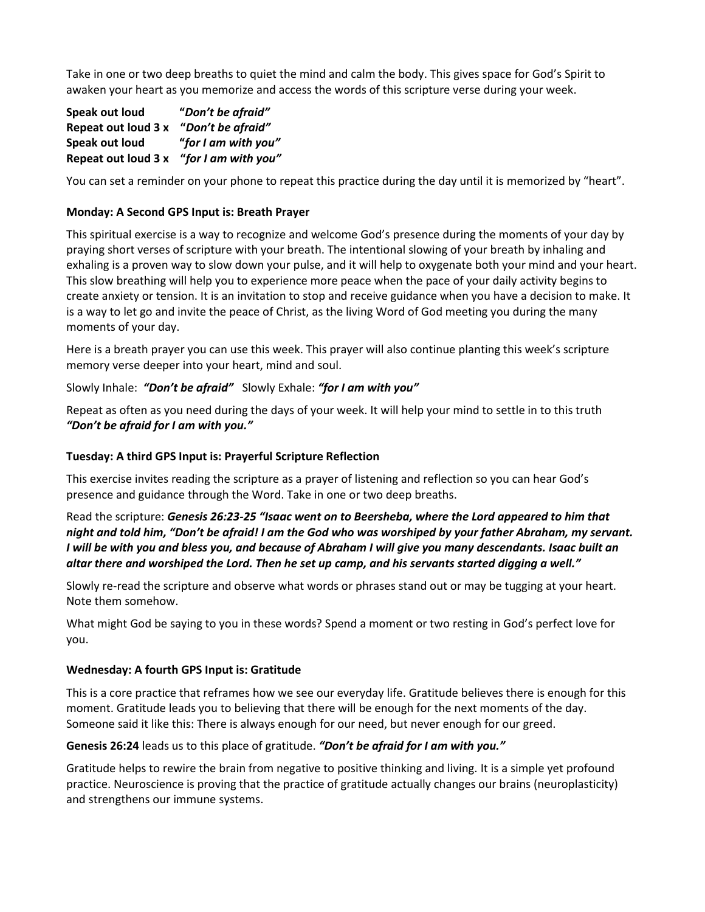Take in one or two deep breaths to quiet the mind and calm the body. This gives space for God's Spirit to awaken your heart as you memorize and access the words of this scripture verse during your week.

**Speak out loud** "***Don't be afraid"***
**Repeat out loud 3 x** "***Don't be afraid"***
**Speak out loud** ***"for I am with you"***
**Repeat out loud 3 x** ***"for I am with you"***

You can set a reminder on your phone to repeat this practice during the day until it is memorized by "heart".

**Monday: A Second GPS Input is: Breath Prayer**

This spiritual exercise is a way to recognize and welcome God's presence during the moments of your day by praying short verses of scripture with your breath. The intentional slowing of your breath by inhaling and exhaling is a proven way to slow down your pulse, and it will help to oxygenate both your mind and your heart. This slow breathing will help you to experience more peace when the pace of your daily activity begins to create anxiety or tension. It is an invitation to stop and receive guidance when you have a decision to make. It is a way to let go and invite the peace of Christ, as the living Word of God meeting you during the many moments of your day.

Here is a breath prayer you can use this week. This prayer will also continue planting this week's scripture memory verse deeper into your heart, mind and soul.

Slowly Inhale: ***"Don't be afraid"*** Slowly Exhale: ***"for I am with you"***

Repeat as often as you need during the days of your week. It will help your mind to settle in to this truth ***"Don't be afraid for I am with you."***

**Tuesday: A third GPS Input is: Prayerful Scripture Reflection**

This exercise invites reading the scripture as a prayer of listening and reflection so you can hear God's presence and guidance through the Word. Take in one or two deep breaths.

Read the scripture: ***Genesis 26:23-25 "Isaac went on to Beersheba, where the Lord appeared to him that night and told him, "Don't be afraid! I am the God who was worshiped by your father Abraham, my servant. I will be with you and bless you, and because of Abraham I will give you many descendants. Isaac built an altar there and worshiped the Lord. Then he set up camp, and his servants started digging a well."***

Slowly re-read the scripture and observe what words or phrases stand out or may be tugging at your heart. Note them somehow.

What might God be saying to you in these words? Spend a moment or two resting in God's perfect love for you.

**Wednesday: A fourth GPS Input is: Gratitude**

This is a core practice that reframes how we see our everyday life. Gratitude believes there is enough for this moment. Gratitude leads you to believing that there will be enough for the next moments of the day. Someone said it like this: There is always enough for our need, but never enough for our greed.

**Genesis 26:24** leads us to this place of gratitude. ***"Don't be afraid for I am with you."***

Gratitude helps to rewire the brain from negative to positive thinking and living. It is a simple yet profound practice. Neuroscience is proving that the practice of gratitude actually changes our brains (neuroplasticity) and strengthens our immune systems.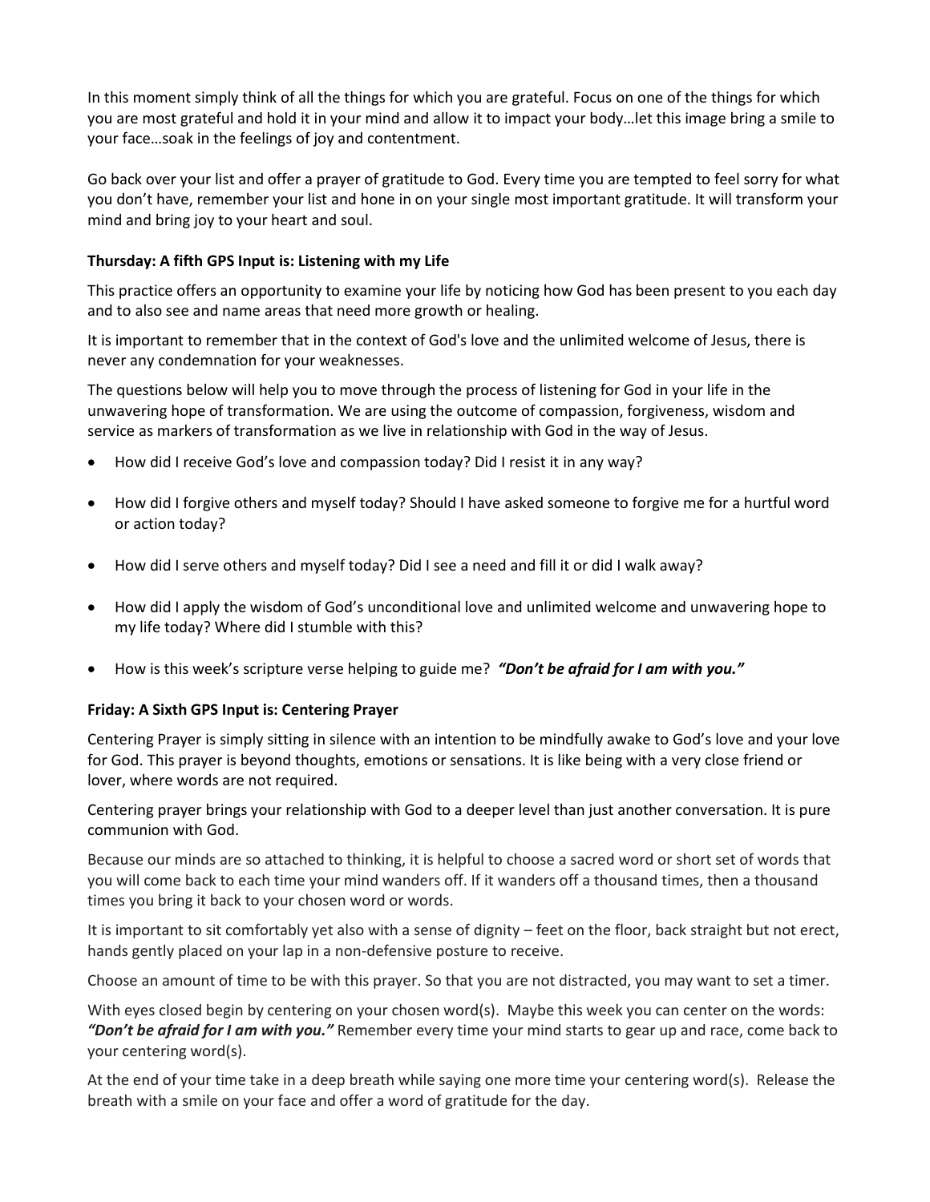In this moment simply think of all the things for which you are grateful. Focus on one of the things for which you are most grateful and hold it in your mind and allow it to impact your body…let this image bring a smile to your face…soak in the feelings of joy and contentment.

Go back over your list and offer a prayer of gratitude to God. Every time you are tempted to feel sorry for what you don't have, remember your list and hone in on your single most important gratitude. It will transform your mind and bring joy to your heart and soul.

**Thursday: A fifth GPS Input is: Listening with my Life**

This practice offers an opportunity to examine your life by noticing how God has been present to you each day and to also see and name areas that need more growth or healing.

It is important to remember that in the context of God's love and the unlimited welcome of Jesus, there is never any condemnation for your weaknesses.

The questions below will help you to move through the process of listening for God in your life in the unwavering hope of transformation. We are using the outcome of compassion, forgiveness, wisdom and service as markers of transformation as we live in relationship with God in the way of Jesus.

- How did I receive God's love and compassion today? Did I resist it in any way?
- How did I forgive others and myself today? Should I have asked someone to forgive me for a hurtful word or action today?
- How did I serve others and myself today? Did I see a need and fill it or did I walk away?
- How did I apply the wisdom of God's unconditional love and unlimited welcome and unwavering hope to my life today? Where did I stumble with this?
- How is this week's scripture verse helping to guide me? ***"Don't be afraid for I am with you."***

**Friday: A Sixth GPS Input is: Centering Prayer**

Centering Prayer is simply sitting in silence with an intention to be mindfully awake to God's love and your love for God. This prayer is beyond thoughts, emotions or sensations. It is like being with a very close friend or lover, where words are not required.

Centering prayer brings your relationship with God to a deeper level than just another conversation. It is pure communion with God.

Because our minds are so attached to thinking, it is helpful to choose a sacred word or short set of words that you will come back to each time your mind wanders off. If it wanders off a thousand times, then a thousand times you bring it back to your chosen word or words.

It is important to sit comfortably yet also with a sense of dignity – feet on the floor, back straight but not erect, hands gently placed on your lap in a non-defensive posture to receive.

Choose an amount of time to be with this prayer. So that you are not distracted, you may want to set a timer.

With eyes closed begin by centering on your chosen word(s). Maybe this week you can center on the words: ***"Don't be afraid for I am with you."*** Remember every time your mind starts to gear up and race, come back to your centering word(s).

At the end of your time take in a deep breath while saying one more time your centering word(s). Release the breath with a smile on your face and offer a word of gratitude for the day.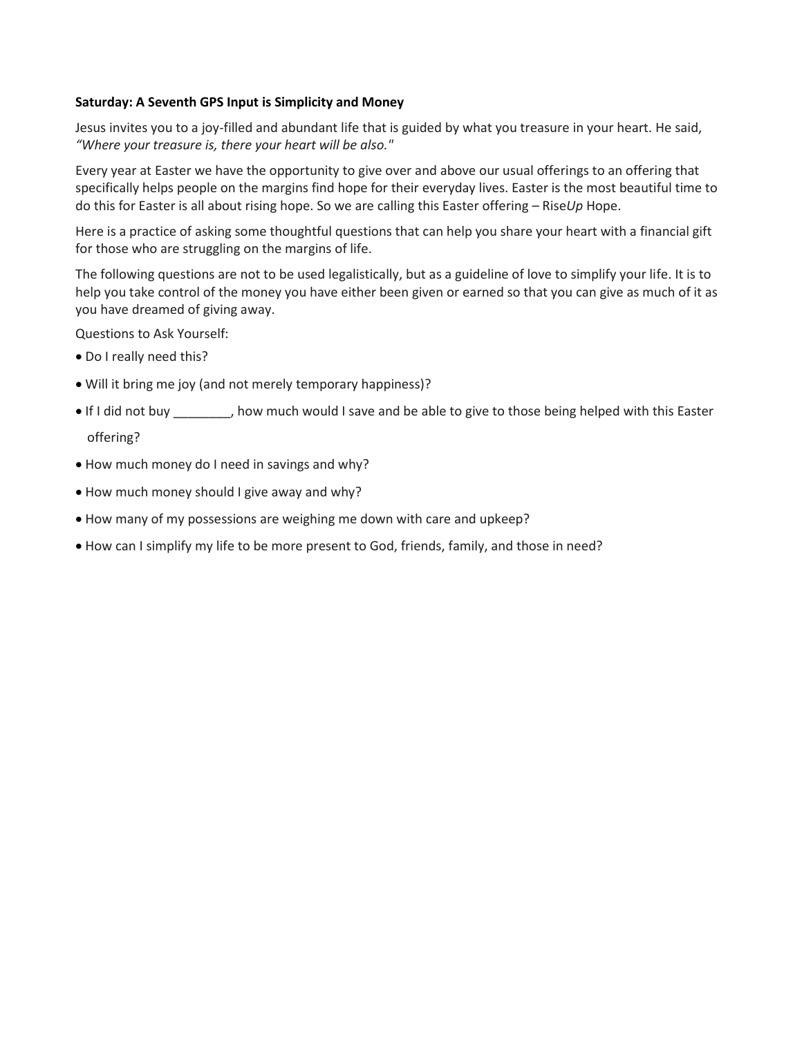**Saturday: A Seventh GPS Input is Simplicity and Money**

Jesus invites you to a joy-filled and abundant life that is guided by what you treasure in your heart. He said, *"Where your treasure is, there your heart will be also."*

Every year at Easter we have the opportunity to give over and above our usual offerings to an offering that specifically helps people on the margins find hope for their everyday lives. Easter is the most beautiful time to do this for Easter is all about rising hope. So we are calling this Easter offering – Rise*Up* Hope.

Here is a practice of asking some thoughtful questions that can help you share your heart with a financial gift for those who are struggling on the margins of life.

The following questions are not to be used legalistically, but as a guideline of love to simplify your life. It is to help you take control of the money you have either been given or earned so that you can give as much of it as you have dreamed of giving away.

Questions to Ask Yourself:

- Do I really need this?
- Will it bring me joy (and not merely temporary happiness)?
- If I did not buy ________, how much would I save and be able to give to those being helped with this Easter offering?
- How much money do I need in savings and why?
- How much money should I give away and why?
- How many of my possessions are weighing me down with care and upkeep?
- How can I simplify my life to be more present to God, friends, family, and those in need?